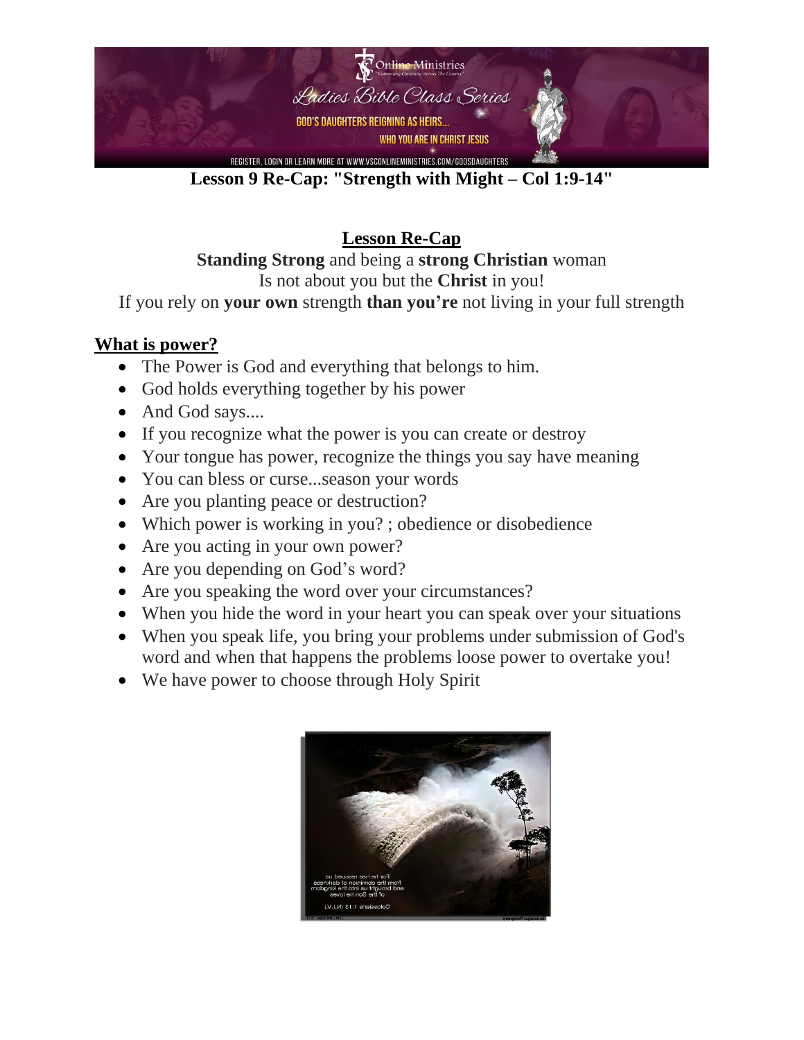**Lesson 9 Re-Cap: "Strength with Might – Col 1:9-14"**

## Lesson Re-Cap

**Standing Strong** and being a **strong Christian** woman
Is not about you but the **Christ** in you!
If you rely on **your own** strength **than you're** not living in your full strength

### What is power?

- The Power is God and everything that belongs to him.
- God holds everything together by his power
- And God says....
- If you recognize what the power is you can create or destroy
- Your tongue has power, recognize the things you say have meaning
- You can bless or curse...season your words
- Are you planting peace or destruction?
- Which power is working in you? ; obedience or disobedience
- Are you acting in your own power?
- Are you depending on God's word?
- Are you speaking the word over your circumstances?
- When you hide the word in your heart you can speak over your situations
- When you speak life, you bring your problems under submission of God's word and when that happens the problems loose power to overtake you!
- We have power to choose through Holy Spirit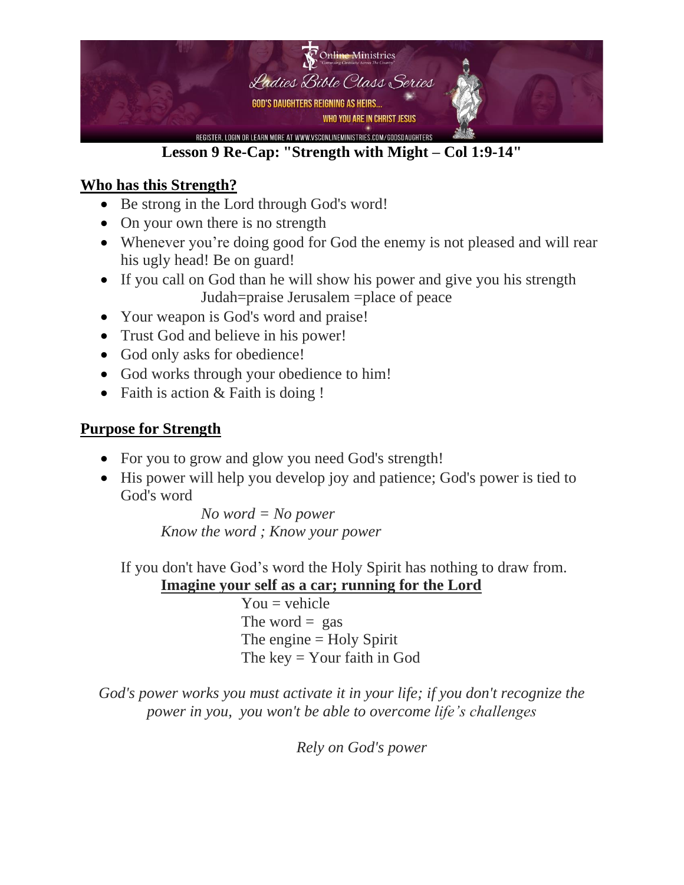## Lesson 9 Re-Cap: "Strength with Might – Col 1:9-14"

### Who has this Strength?

- Be strong in the Lord through God's word!
- On your own there is no strength
- Whenever you're doing good for God the enemy is not pleased and will rear his ugly head! Be on guard!
- If you call on God than he will show his power and give you his strength
  Judah=praise Jerusalem =place of peace
- Your weapon is God's word and praise!
- Trust God and believe in his power!
- God only asks for obedience!
- God works through your obedience to him!
- Faith is action & Faith is doing !

### Purpose for Strength

- For you to grow and glow you need God's strength!
- His power will help you develop joy and patience; God's power is tied to God's word

  *No word = No power*
  *Know the word ; Know your power*

  If you don't have God's word the Holy Spirit has nothing to draw from.

  **Imagine your self as a car; running for the Lord**

  You = vehicle
  The word = gas
  The engine = Holy Spirit
  The key = Your faith in God

*God's power works you must activate it in your life; if you don't recognize the power in you, you won't be able to overcome life's challenges*

*Rely on God's power*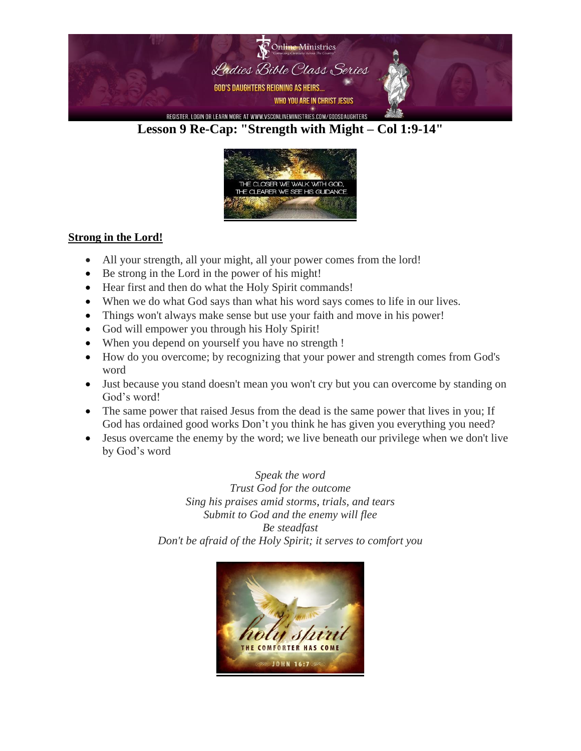# Lesson 9 Re-Cap: "Strength with Might – Col 1:9-14"

## Strong in the Lord!

- All your strength, all your might, all your power comes from the lord!
- Be strong in the Lord in the power of his might!
- Hear first and then do what the Holy Spirit commands!
- When we do what God says than what his word says comes to life in our lives.
- Things won't always make sense but use your faith and move in his power!
- God will empower you through his Holy Spirit!
- When you depend on yourself you have no strength !
- How do you overcome; by recognizing that your power and strength comes from God's word
- Just because you stand doesn't mean you won't cry but you can overcome by standing on God's word!
- The same power that raised Jesus from the dead is the same power that lives in you; If God has ordained good works Don't you think he has given you everything you need?
- Jesus overcame the enemy by the word; we live beneath our privilege when we don't live by God's word

*Speak the word*
*Trust God for the outcome*
*Sing his praises amid storms, trials, and tears*
*Submit to God and the enemy will flee*
*Be steadfast*
*Don't be afraid of the Holy Spirit; it serves to comfort you*